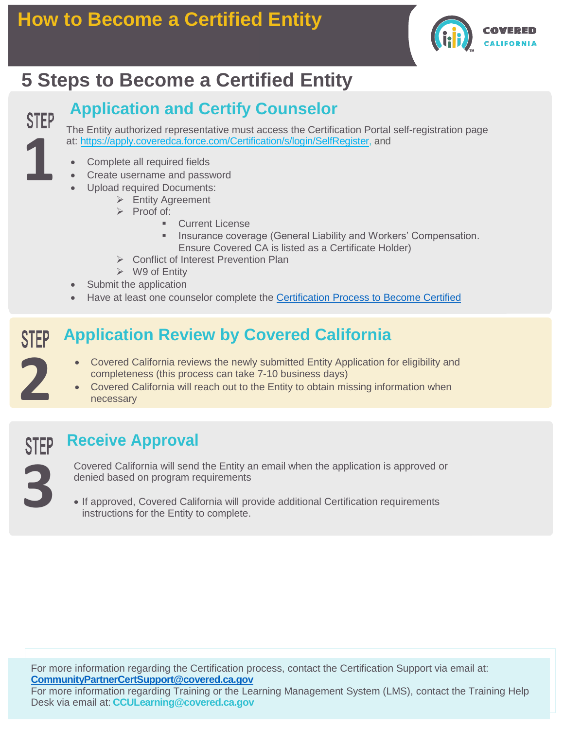# How to Become a Certified Entity

## 5 Steps to Become a Certified Entity

### STEP 1 — Application and Certify Counselor

The Entity authorized representative must access the Certification Portal self-registration page at: [https://apply.coveredca.force.com/Certification/s/login/SelfRegister](https://apply.coveredca.force.com/Certification/s/login/SelfRegister), and

- Complete all required fields
- Create username and password
- Upload required Documents:
  - Entity Agreement
  - Proof of:
    - Current License
    - Insurance coverage (General Liability and Workers' Compensation. Ensure Covered CA is listed as a Certificate Holder)
  - Conflict of Interest Prevention Plan
  - W9 of Entity
- Submit the application
- Have at least one counselor complete the Certification Process to Become Certified

### STEP 2 — Application Review by Covered California

- Covered California reviews the newly submitted Entity Application for eligibility and completeness (this process can take 7-10 business days)
- Covered California will reach out to the Entity to obtain missing information when necessary

### STEP 3 — Receive Approval

Covered California will send the Entity an email when the application is approved or denied based on program requirements

- If approved, Covered California will provide additional Certification requirements instructions for the Entity to complete.

For more information regarding the Certification process, contact the Certification Support via email at: **CommunityPartnerCertSupport@covered.ca.gov**

For more information regarding Training or the Learning Management System (LMS), contact the Training Help Desk via email at: **CCULearning@covered.ca.gov**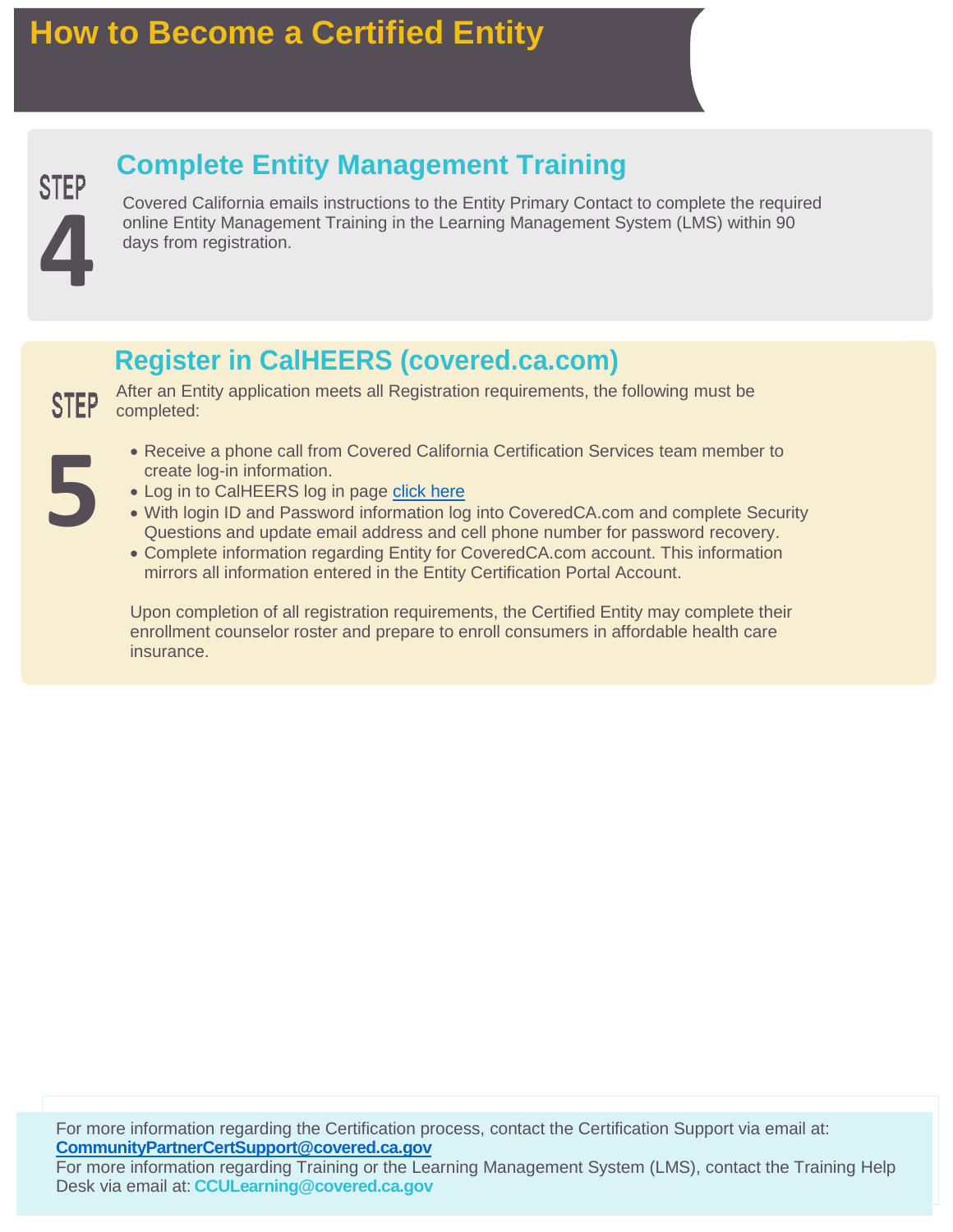# How to Become a Certified Entity

## STEP 4 Complete Entity Management Training

Covered California emails instructions to the Entity Primary Contact to complete the required online Entity Management Training in the Learning Management System (LMS) within 90 days from registration.

## STEP 5 Register in CalHEERS (covered.ca.com)

After an Entity application meets all Registration requirements, the following must be completed:

- Receive a phone call from Covered California Certification Services team member to create log-in information.
- Log in to CalHEERS log in page click here
- With login ID and Password information log into CoveredCA.com and complete Security Questions and update email address and cell phone number for password recovery.
- Complete information regarding Entity for CoveredCA.com account. This information mirrors all information entered in the Entity Certification Portal Account.

Upon completion of all registration requirements, the Certified Entity may complete their enrollment counselor roster and prepare to enroll consumers in affordable health care insurance.

For more information regarding the Certification process, contact the Certification Support via email at: **CommunityPartnerCertSupport@covered.ca.gov**
For more information regarding Training or the Learning Management System (LMS), contact the Training Help Desk via email at: **CCULearning@covered.ca.gov**